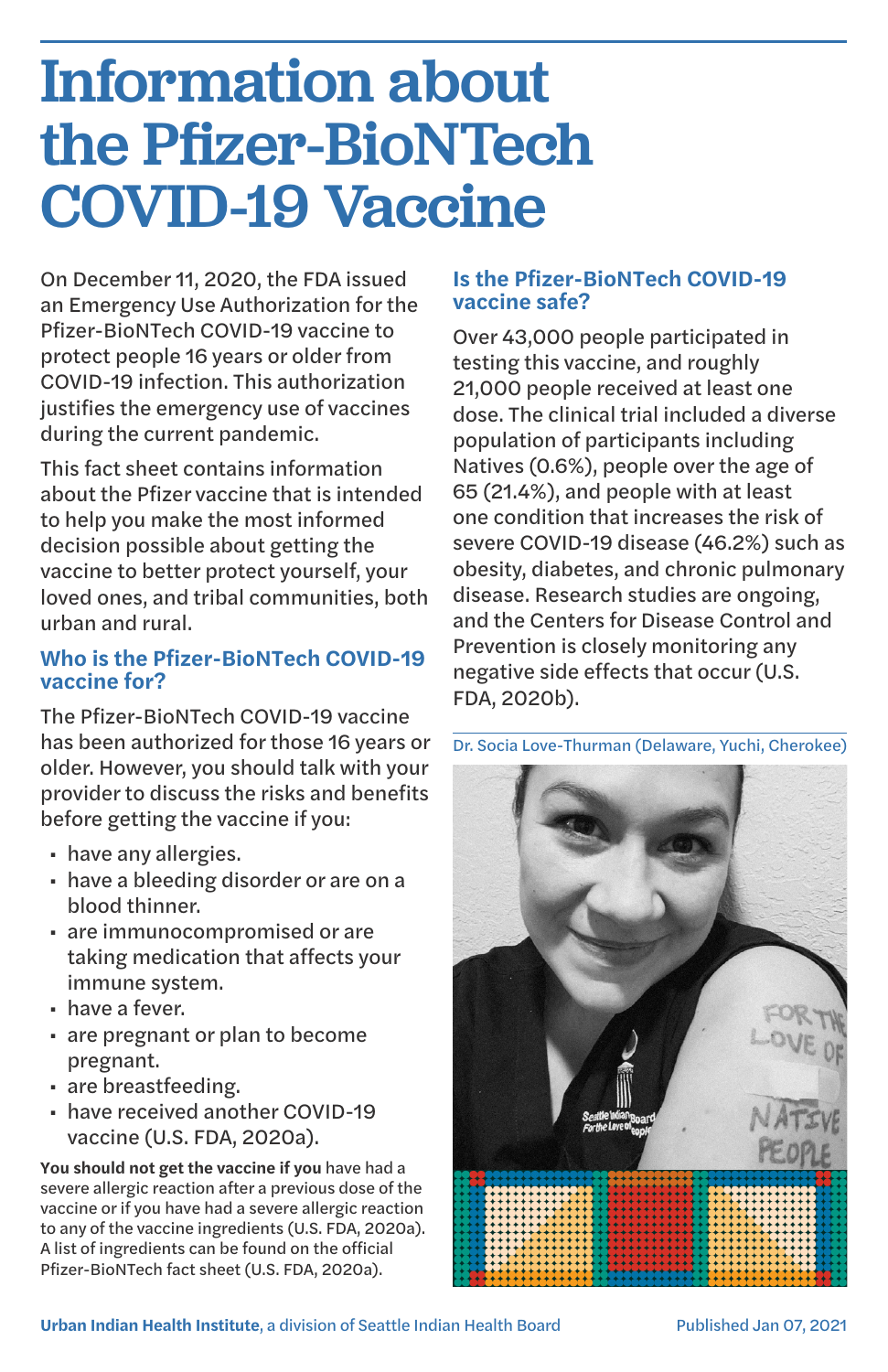# Information about the Pfizer-BioNTech COVID-19 Vaccine

On December 11, 2020, the FDA issued an Emergency Use Authorization for the Pfizer-BioNTech COVID-19 vaccine to protect people 16 years or older from COVID-19 infection. This authorization justifies the emergency use of vaccines during the current pandemic.

This fact sheet contains information about the Pfizer vaccine that is intended to help you make the most informed decision possible about getting the vaccine to better protect yourself, your loved ones, and tribal communities, both urban and rural.

## Who is the Pfizer-BioNTech COVID-19 vaccine for?

The Pfizer-BioNTech COVID-19 vaccine has been authorized for those 16 years or older. However, you should talk with your provider to discuss the risks and benefits before getting the vaccine if you:

- have any allergies.
- have a bleeding disorder or are on a blood thinner.
- are immunocompromised or are taking medication that affects your immune system.
- have a fever.
- are pregnant or plan to become pregnant.
- are breastfeeding.
- have received another COVID-19 vaccine (U.S. FDA, 2020a).

**You should not get the vaccine if you** have had a severe allergic reaction after a previous dose of the vaccine or if you have had a severe allergic reaction to any of the vaccine ingredients (U.S. FDA, 2020a). A list of ingredients can be found on the official Pfizer-BioNTech fact sheet (U.S. FDA, 2020a).

## Is the Pfizer-BioNTech COVID-19 vaccine safe?

Over 43,000 people participated in testing this vaccine, and roughly 21,000 people received at least one dose. The clinical trial included a diverse population of participants including Natives (0.6%), people over the age of 65 (21.4%), and people with at least one condition that increases the risk of severe COVID-19 disease (46.2%) such as obesity, diabetes, and chronic pulmonary disease. Research studies are ongoing, and the Centers for Disease Control and Prevention is closely monitoring any negative side effects that occur (U.S. FDA, 2020b).

Dr. Socia Love-Thurman (Delaware, Yuchi, Cherokee)

**Urban Indian Health Institute**, a division of Seattle Indian Health Board

Published Jan 07, 2021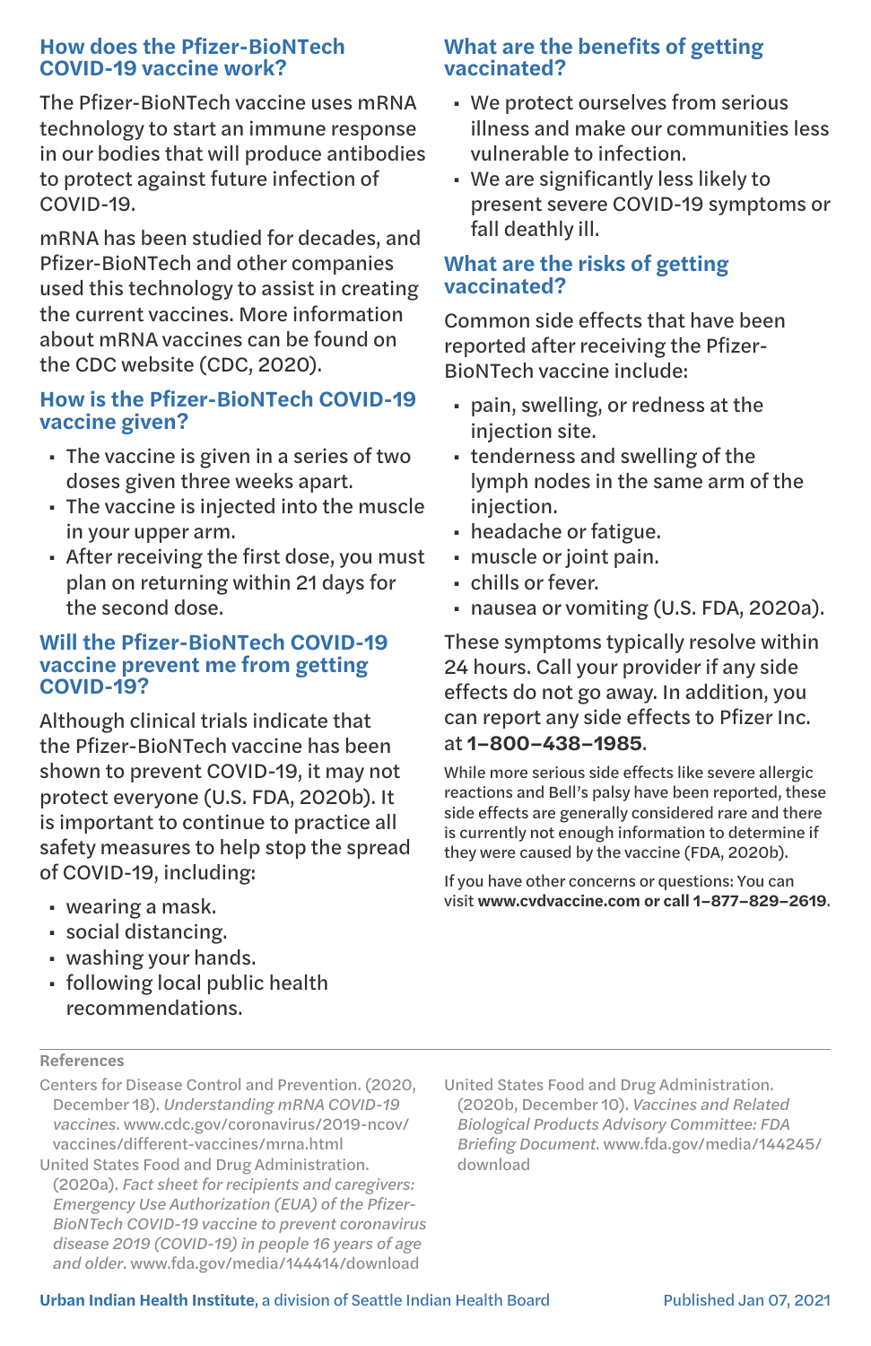## How does the Pfizer-BioNTech COVID-19 vaccine work?

The Pfizer-BioNTech vaccine uses mRNA technology to start an immune response in our bodies that will produce antibodies to protect against future infection of COVID-19.

mRNA has been studied for decades, and Pfizer-BioNTech and other companies used this technology to assist in creating the current vaccines. More information about mRNA vaccines can be found on the CDC website (CDC, 2020).

## How is the Pfizer-BioNTech COVID-19 vaccine given?

- The vaccine is given in a series of two doses given three weeks apart.
- The vaccine is injected into the muscle in your upper arm.
- After receiving the first dose, you must plan on returning within 21 days for the second dose.

## Will the Pfizer-BioNTech COVID-19 vaccine prevent me from getting COVID-19?

Although clinical trials indicate that the Pfizer-BioNTech vaccine has been shown to prevent COVID-19, it may not protect everyone (U.S. FDA, 2020b). It is important to continue to practice all safety measures to help stop the spread of COVID-19, including:

- wearing a mask.
- social distancing.
- washing your hands.
- following local public health recommendations.

## What are the benefits of getting vaccinated?

- We protect ourselves from serious illness and make our communities less vulnerable to infection.
- We are significantly less likely to present severe COVID-19 symptoms or fall deathly ill.

## What are the risks of getting vaccinated?

Common side effects that have been reported after receiving the Pfizer-BioNTech vaccine include:

- pain, swelling, or redness at the injection site.
- tenderness and swelling of the lymph nodes in the same arm of the injection.
- headache or fatigue.
- muscle or joint pain.
- chills or fever.
- nausea or vomiting (U.S. FDA, 2020a).

These symptoms typically resolve within 24 hours. Call your provider if any side effects do not go away. In addition, you can report any side effects to Pfizer Inc. at **1–800–438–1985**.

While more serious side effects like severe allergic reactions and Bell's palsy have been reported, these side effects are generally considered rare and there is currently not enough information to determine if they were caused by the vaccine (FDA, 2020b).

If you have other concerns or questions: You can visit **www.cvdvaccine.com or call 1–877–829–2619**.

### References

Centers for Disease Control and Prevention. (2020, December 18). *Understanding mRNA COVID-19 vaccines*. www.cdc.gov/coronavirus/2019-ncov/vaccines/different-vaccines/mrna.html

United States Food and Drug Administration. (2020a). *Fact sheet for recipients and caregivers: Emergency Use Authorization (EUA) of the Pfizer-BioNTech COVID-19 vaccine to prevent coronavirus disease 2019 (COVID-19) in people 16 years of age and older*. www.fda.gov/media/144414/download

United States Food and Drug Administration. (2020b, December 10). *Vaccines and Related Biological Products Advisory Committee: FDA Briefing Document*. www.fda.gov/media/144245/download

**Urban Indian Health Institute**, a division of Seattle Indian Health Board

Published Jan 07, 2021